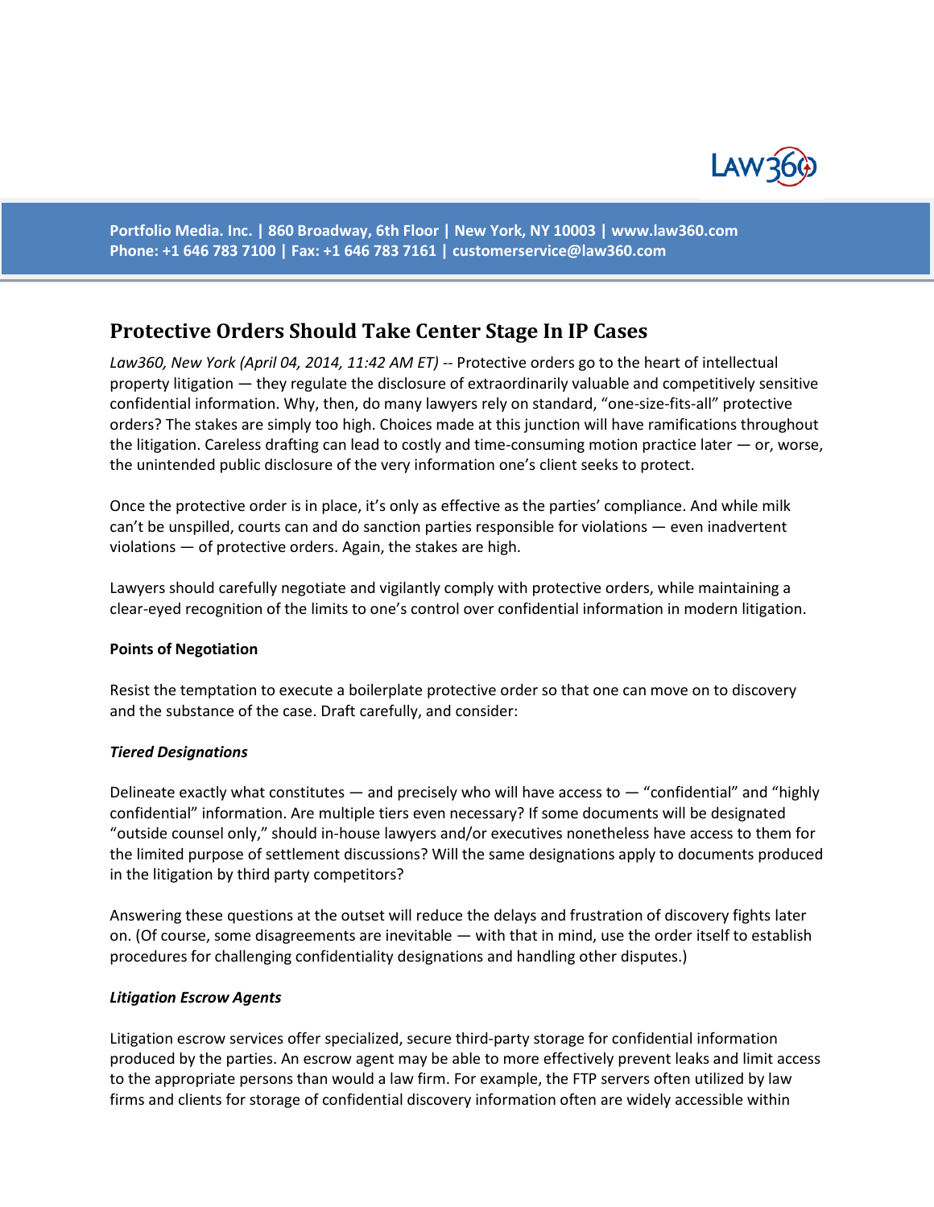Portfolio Media. Inc. | 860 Broadway, 6th Floor | New York, NY 10003 | www.law360.com
Phone: +1 646 783 7100 | Fax: +1 646 783 7161 | customerservice@law360.com

# Protective Orders Should Take Center Stage In IP Cases

*Law360, New York (April 04, 2014, 11:42 AM ET)* -- Protective orders go to the heart of intellectual property litigation — they regulate the disclosure of extraordinarily valuable and competitively sensitive confidential information. Why, then, do many lawyers rely on standard, "one-size-fits-all" protective orders? The stakes are simply too high. Choices made at this junction will have ramifications throughout the litigation. Careless drafting can lead to costly and time-consuming motion practice later — or, worse, the unintended public disclosure of the very information one's client seeks to protect.

Once the protective order is in place, it's only as effective as the parties' compliance. And while milk can't be unspilled, courts can and do sanction parties responsible for violations — even inadvertent violations — of protective orders. Again, the stakes are high.

Lawyers should carefully negotiate and vigilantly comply with protective orders, while maintaining a clear-eyed recognition of the limits to one's control over confidential information in modern litigation.

**Points of Negotiation**

Resist the temptation to execute a boilerplate protective order so that one can move on to discovery and the substance of the case. Draft carefully, and consider:

***Tiered Designations***

Delineate exactly what constitutes — and precisely who will have access to — "confidential" and "highly confidential" information. Are multiple tiers even necessary? If some documents will be designated "outside counsel only," should in-house lawyers and/or executives nonetheless have access to them for the limited purpose of settlement discussions? Will the same designations apply to documents produced in the litigation by third party competitors?

Answering these questions at the outset will reduce the delays and frustration of discovery fights later on. (Of course, some disagreements are inevitable — with that in mind, use the order itself to establish procedures for challenging confidentiality designations and handling other disputes.)

***Litigation Escrow Agents***

Litigation escrow services offer specialized, secure third-party storage for confidential information produced by the parties. An escrow agent may be able to more effectively prevent leaks and limit access to the appropriate persons than would a law firm. For example, the FTP servers often utilized by law firms and clients for storage of confidential discovery information often are widely accessible within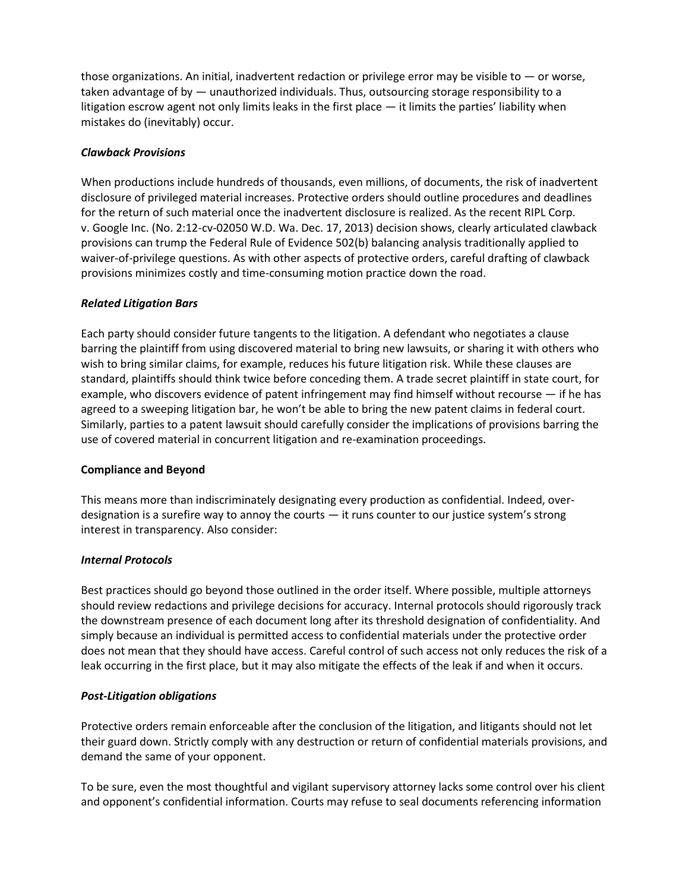those organizations. An initial, inadvertent redaction or privilege error may be visible to — or worse, taken advantage of by — unauthorized individuals. Thus, outsourcing storage responsibility to a litigation escrow agent not only limits leaks in the first place — it limits the parties' liability when mistakes do (inevitably) occur.

### *Clawback Provisions*

When productions include hundreds of thousands, even millions, of documents, the risk of inadvertent disclosure of privileged material increases. Protective orders should outline procedures and deadlines for the return of such material once the inadvertent disclosure is realized. As the recent RIPL Corp. v. Google Inc. (No. 2:12-cv-02050 W.D. Wa. Dec. 17, 2013) decision shows, clearly articulated clawback provisions can trump the Federal Rule of Evidence 502(b) balancing analysis traditionally applied to waiver-of-privilege questions. As with other aspects of protective orders, careful drafting of clawback provisions minimizes costly and time-consuming motion practice down the road.

### *Related Litigation Bars*

Each party should consider future tangents to the litigation. A defendant who negotiates a clause barring the plaintiff from using discovered material to bring new lawsuits, or sharing it with others who wish to bring similar claims, for example, reduces his future litigation risk. While these clauses are standard, plaintiffs should think twice before conceding them. A trade secret plaintiff in state court, for example, who discovers evidence of patent infringement may find himself without recourse — if he has agreed to a sweeping litigation bar, he won't be able to bring the new patent claims in federal court. Similarly, parties to a patent lawsuit should carefully consider the implications of provisions barring the use of covered material in concurrent litigation and re-examination proceedings.

## **Compliance and Beyond**

This means more than indiscriminately designating every production as confidential. Indeed, over-designation is a surefire way to annoy the courts — it runs counter to our justice system's strong interest in transparency. Also consider:

### *Internal Protocols*

Best practices should go beyond those outlined in the order itself. Where possible, multiple attorneys should review redactions and privilege decisions for accuracy. Internal protocols should rigorously track the downstream presence of each document long after its threshold designation of confidentiality. And simply because an individual is permitted access to confidential materials under the protective order does not mean that they should have access. Careful control of such access not only reduces the risk of a leak occurring in the first place, but it may also mitigate the effects of the leak if and when it occurs.

### *Post-Litigation obligations*

Protective orders remain enforceable after the conclusion of the litigation, and litigants should not let their guard down. Strictly comply with any destruction or return of confidential materials provisions, and demand the same of your opponent.

To be sure, even the most thoughtful and vigilant supervisory attorney lacks some control over his client and opponent's confidential information. Courts may refuse to seal documents referencing information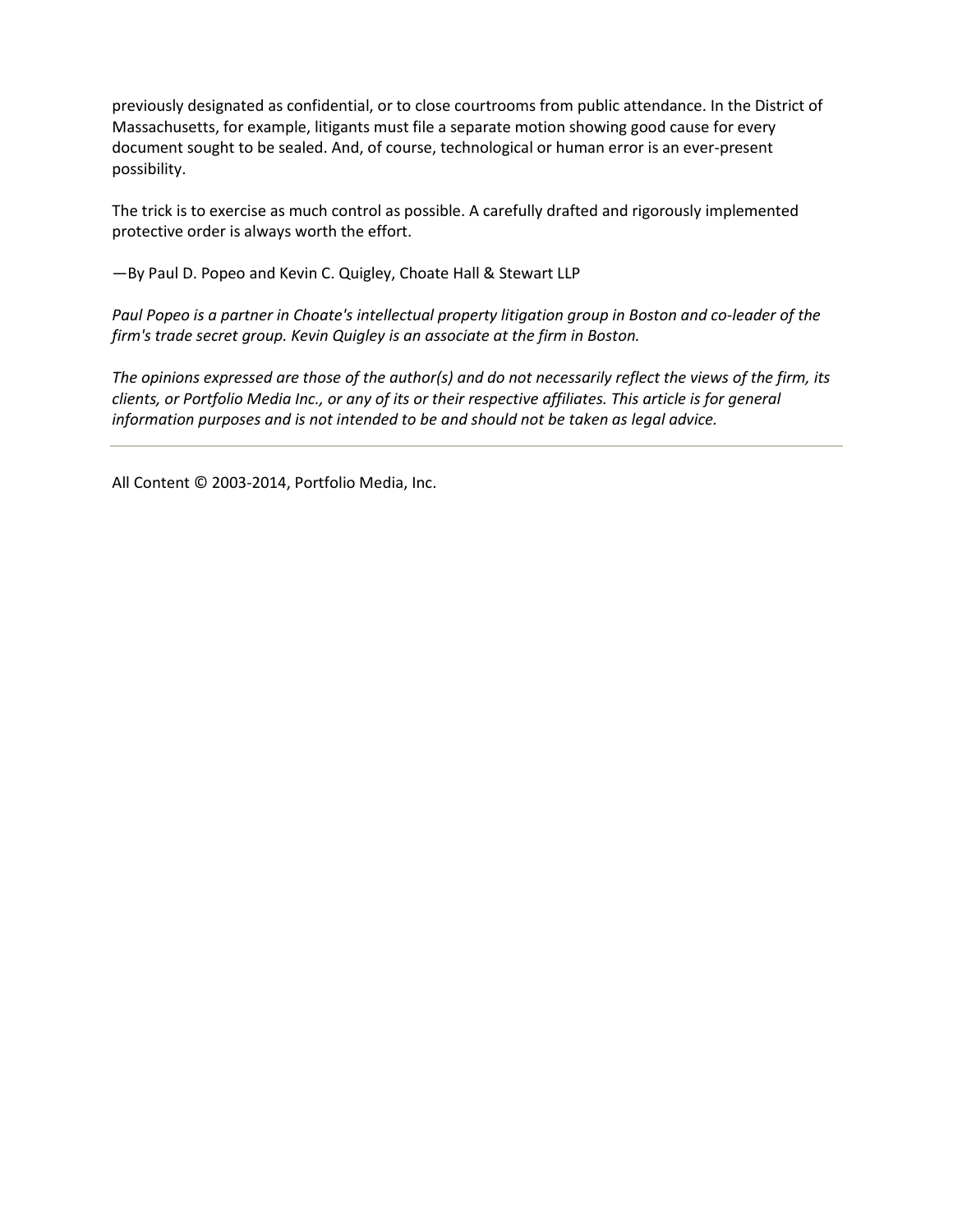previously designated as confidential, or to close courtrooms from public attendance. In the District of Massachusetts, for example, litigants must file a separate motion showing good cause for every document sought to be sealed. And, of course, technological or human error is an ever-present possibility.

The trick is to exercise as much control as possible. A carefully drafted and rigorously implemented protective order is always worth the effort.

—By Paul D. Popeo and Kevin C. Quigley, Choate Hall & Stewart LLP

*Paul Popeo is a partner in Choate's intellectual property litigation group in Boston and co-leader of the firm's trade secret group. Kevin Quigley is an associate at the firm in Boston.*

*The opinions expressed are those of the author(s) and do not necessarily reflect the views of the firm, its clients, or Portfolio Media Inc., or any of its or their respective affiliates. This article is for general information purposes and is not intended to be and should not be taken as legal advice.*

---

All Content © 2003-2014, Portfolio Media, Inc.